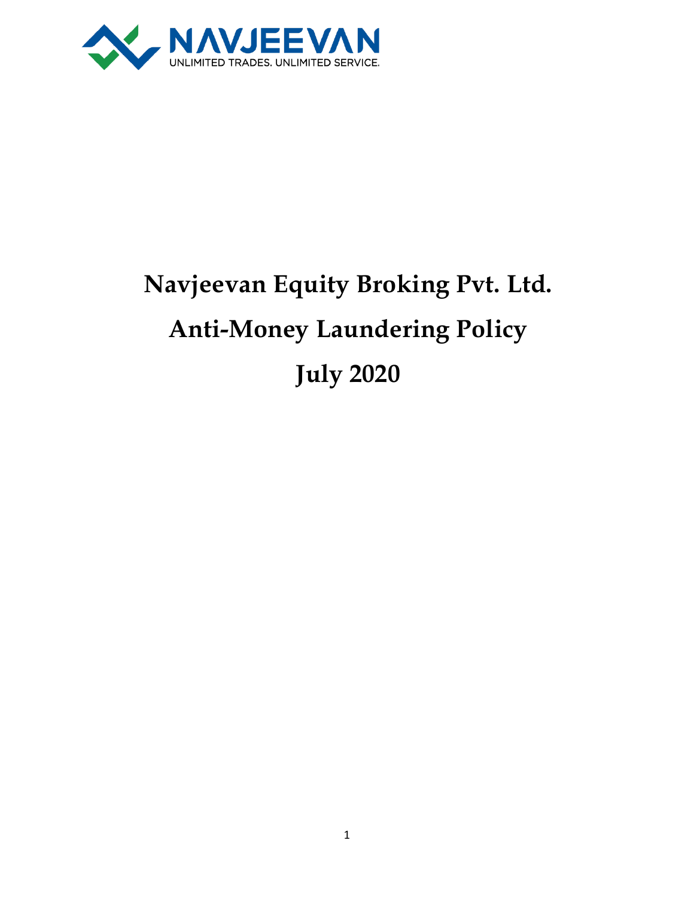NAVJEEVAN

UNLIMITED TRADES. UNLIMITED SERVICE.

# Navjeevan Equity Broking Pvt. Ltd.

# Anti-Money Laundering Policy

# July 2020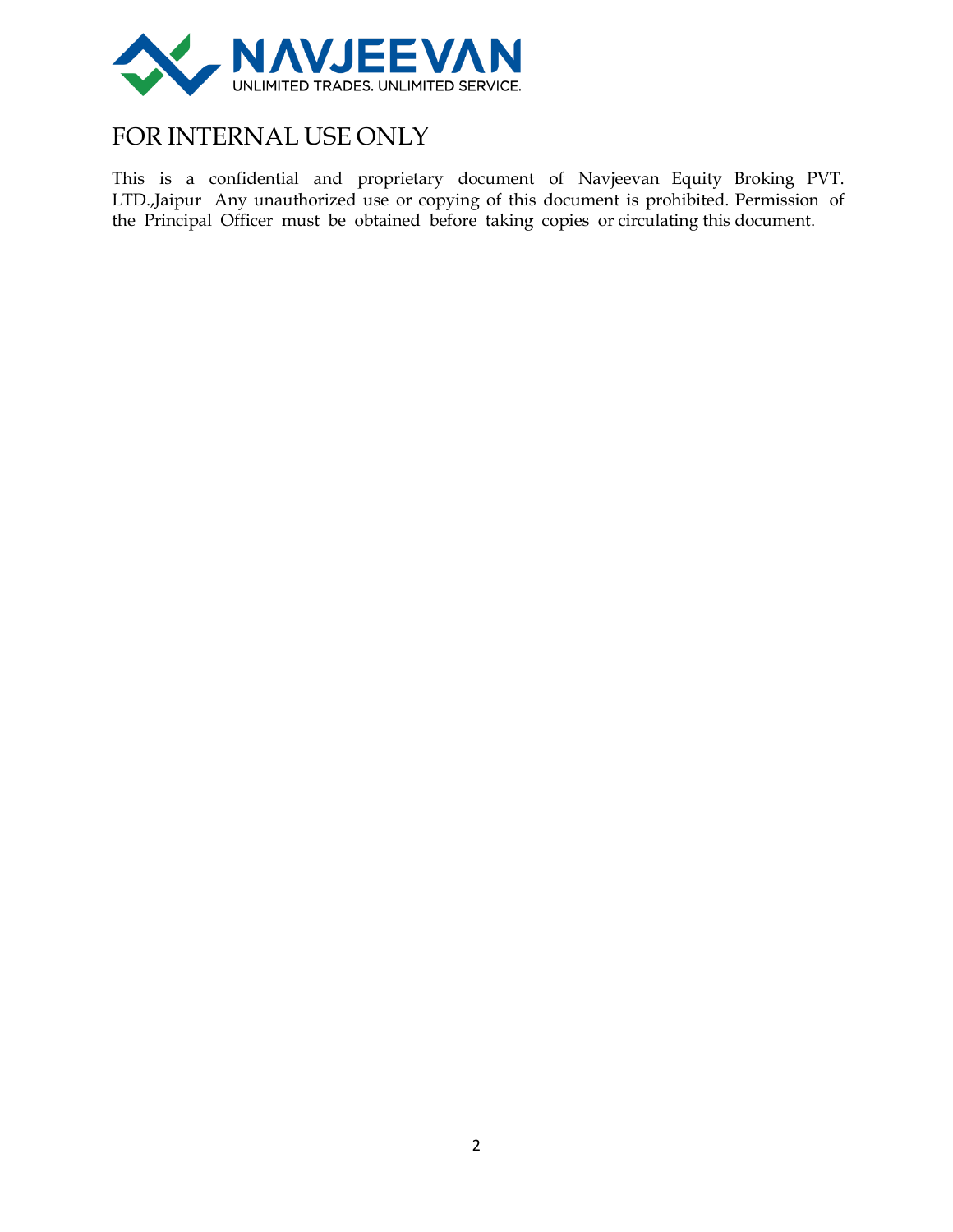# FOR INTERNAL USE ONLY

This is a confidential and proprietary document of Navjeevan Equity Broking PVT. LTD.,Jaipur Any unauthorized use or copying of this document is prohibited. Permission of the Principal Officer must be obtained before taking copies or circulating this document.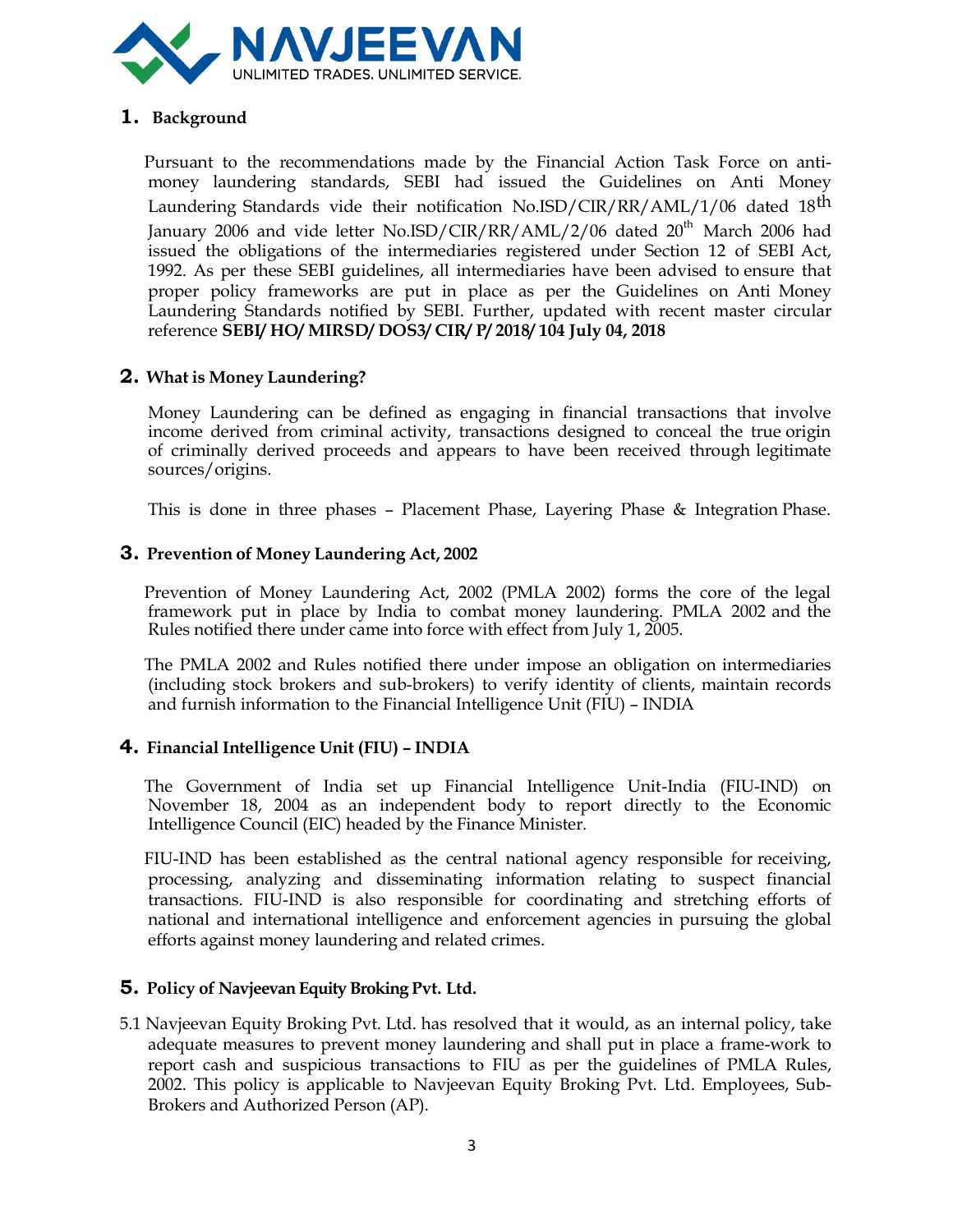## 1. Background

Pursuant to the recommendations made by the Financial Action Task Force on anti-money laundering standards, SEBI had issued the Guidelines on Anti Money Laundering Standards vide their notification No.ISD/CIR/RR/AML/1/06 dated 18th January 2006 and vide letter No.ISD/CIR/RR/AML/2/06 dated 20th March 2006 had issued the obligations of the intermediaries registered under Section 12 of SEBI Act, 1992. As per these SEBI guidelines, all intermediaries have been advised to ensure that proper policy frameworks are put in place as per the Guidelines on Anti Money Laundering Standards notified by SEBI. Further, updated with recent master circular reference **SEBI/ HO/ MIRSD/ DOS3/ CIR/ P/ 2018/ 104 July 04, 2018**

## 2. What is Money Laundering?

Money Laundering can be defined as engaging in financial transactions that involve income derived from criminal activity, transactions designed to conceal the true origin of criminally derived proceeds and appears to have been received through legitimate sources/origins.

This is done in three phases – Placement Phase, Layering Phase & Integration Phase.

## 3. Prevention of Money Laundering Act, 2002

Prevention of Money Laundering Act, 2002 (PMLA 2002) forms the core of the legal framework put in place by India to combat money laundering. PMLA 2002 and the Rules notified there under came into force with effect from July 1, 2005.

The PMLA 2002 and Rules notified there under impose an obligation on intermediaries (including stock brokers and sub-brokers) to verify identity of clients, maintain records and furnish information to the Financial Intelligence Unit (FIU) – INDIA

## 4. Financial Intelligence Unit (FIU) – INDIA

The Government of India set up Financial Intelligence Unit-India (FIU-IND) on November 18, 2004 as an independent body to report directly to the Economic Intelligence Council (EIC) headed by the Finance Minister.

FIU-IND has been established as the central national agency responsible for receiving, processing, analyzing and disseminating information relating to suspect financial transactions. FIU-IND is also responsible for coordinating and stretching efforts of national and international intelligence and enforcement agencies in pursuing the global efforts against money laundering and related crimes.

## 5. Policy of Navjeevan Equity Broking Pvt. Ltd.

5.1 Navjeevan Equity Broking Pvt. Ltd. has resolved that it would, as an internal policy, take adequate measures to prevent money laundering and shall put in place a frame-work to report cash and suspicious transactions to FIU as per the guidelines of PMLA Rules, 2002. This policy is applicable to Navjeevan Equity Broking Pvt. Ltd. Employees, Sub-Brokers and Authorized Person (AP).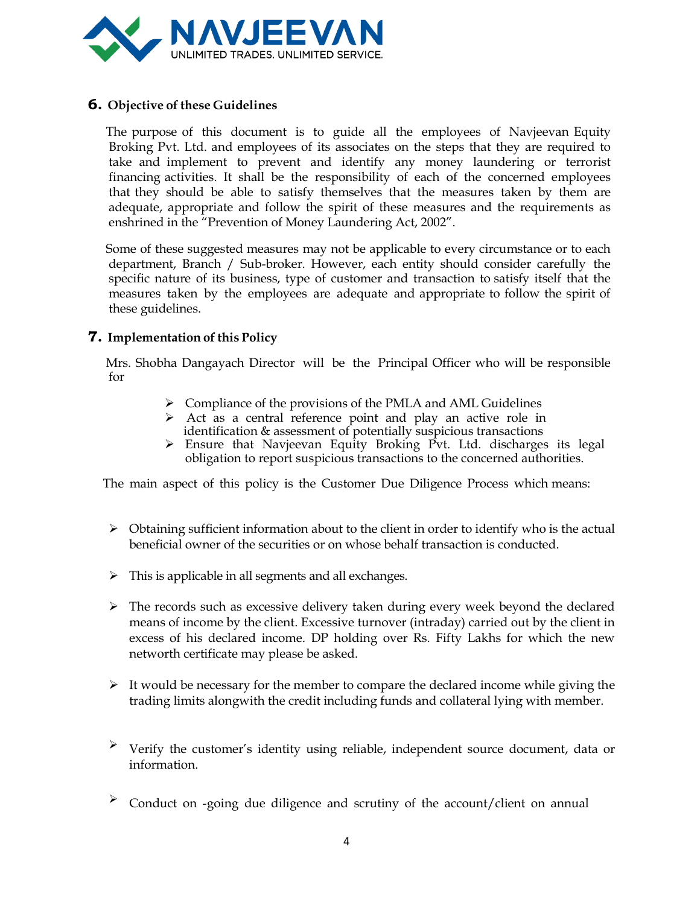## 6. Objective of these Guidelines

The purpose of this document is to guide all the employees of Navjeevan Equity Broking Pvt. Ltd. and employees of its associates on the steps that they are required to take and implement to prevent and identify any money laundering or terrorist financing activities. It shall be the responsibility of each of the concerned employees that they should be able to satisfy themselves that the measures taken by them are adequate, appropriate and follow the spirit of these measures and the requirements as enshrined in the "Prevention of Money Laundering Act, 2002".

Some of these suggested measures may not be applicable to every circumstance or to each department, Branch / Sub-broker. However, each entity should consider carefully the specific nature of its business, type of customer and transaction to satisfy itself that the measures taken by the employees are adequate and appropriate to follow the spirit of these guidelines.

## 7. Implementation of this Policy

Mrs. Shobha Dangayach Director will be the Principal Officer who will be responsible for

- Compliance of the provisions of the PMLA and AML Guidelines
- Act as a central reference point and play an active role in identification & assessment of potentially suspicious transactions
- Ensure that Navjeevan Equity Broking Pvt. Ltd. discharges its legal obligation to report suspicious transactions to the concerned authorities.

The main aspect of this policy is the Customer Due Diligence Process which means:

- Obtaining sufficient information about to the client in order to identify who is the actual beneficial owner of the securities or on whose behalf transaction is conducted.
- This is applicable in all segments and all exchanges.
- The records such as excessive delivery taken during every week beyond the declared means of income by the client. Excessive turnover (intraday) carried out by the client in excess of his declared income. DP holding over Rs. Fifty Lakhs for which the new networth certificate may please be asked.
- It would be necessary for the member to compare the declared income while giving the trading limits alongwith the credit including funds and collateral lying with member.
- Verify the customer's identity using reliable, independent source document, data or information.
- Conduct on -going due diligence and scrutiny of the account/client on annual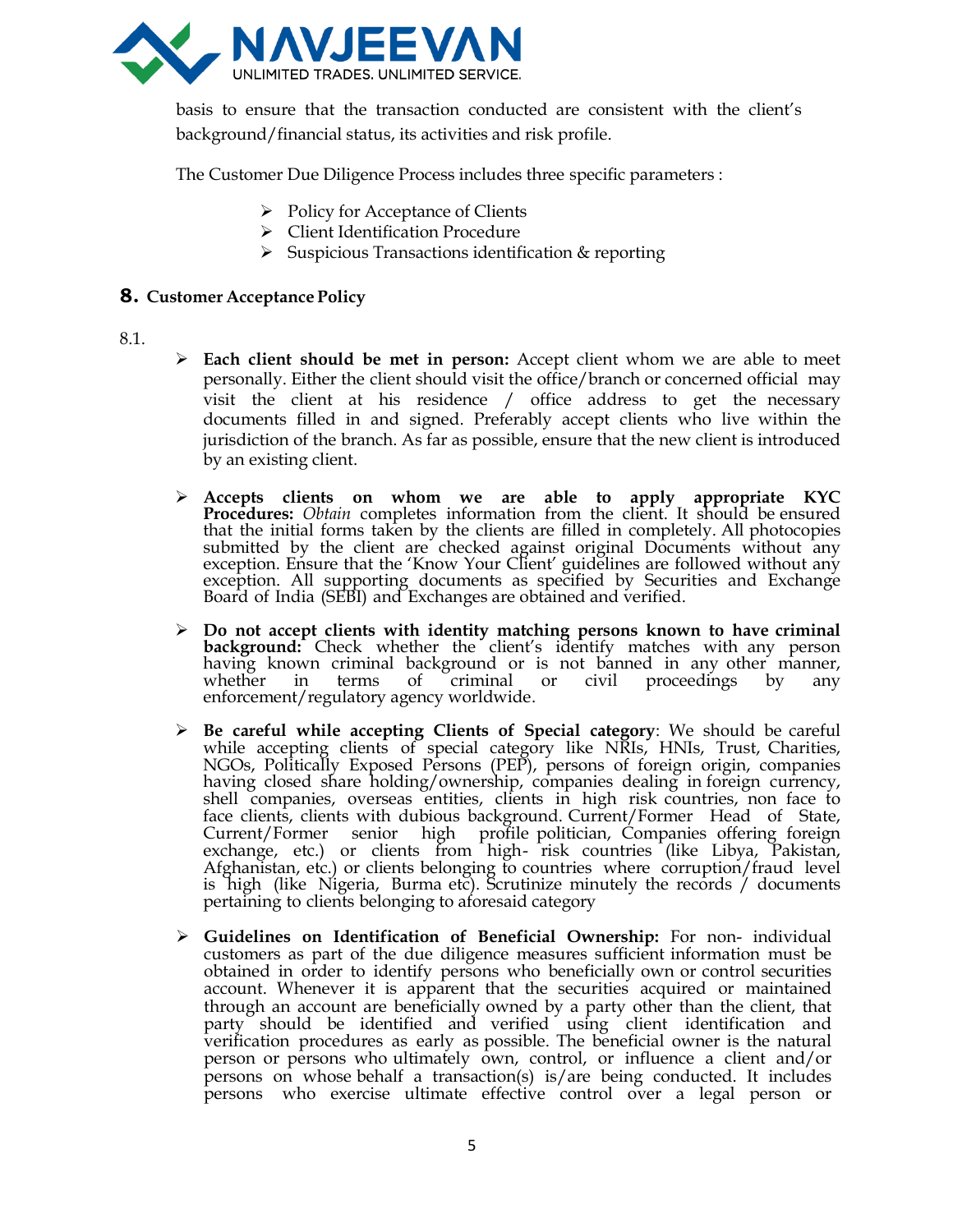basis to ensure that the transaction conducted are consistent with the client's background/financial status, its activities and risk profile.

The Customer Due Diligence Process includes three specific parameters :

- Policy for Acceptance of Clients
- Client Identification Procedure
- Suspicious Transactions identification & reporting

## 8. Customer Acceptance Policy

8.1.

- **Each client should be met in person:** Accept client whom we are able to meet personally. Either the client should visit the office/branch or concerned official may visit the client at his residence / office address to get the necessary documents filled in and signed. Preferably accept clients who live within the jurisdiction of the branch. As far as possible, ensure that the new client is introduced by an existing client.

- **Accepts clients on whom we are able to apply appropriate KYC Procedures:** *Obtain* completes information from the client. It should be ensured that the initial forms taken by the clients are filled in completely. All photocopies submitted by the client are checked against original Documents without any exception. Ensure that the 'Know Your Client' guidelines are followed without any exception. All supporting documents as specified by Securities and Exchange Board of India (SEBI) and Exchanges are obtained and verified.

- **Do not accept clients with identity matching persons known to have criminal background:** Check whether the client's identify matches with any person having known criminal background or is not banned in any other manner, whether in terms of criminal or civil proceedings by any enforcement/regulatory agency worldwide.

- **Be careful while accepting Clients of Special category**: We should be careful while accepting clients of special category like NRIs, HNIs, Trust, Charities, NGOs, Politically Exposed Persons (PEP), persons of foreign origin, companies having closed share holding/ownership, companies dealing in foreign currency, shell companies, overseas entities, clients in high risk countries, non face to face clients, clients with dubious background. Current/Former Head of State, Current/Former senior high profile politician, Companies offering foreign exchange, etc.) or clients from high- risk countries (like Libya, Pakistan, Afghanistan, etc.) or clients belonging to countries where corruption/fraud level is high (like Nigeria, Burma etc). Scrutinize minutely the records / documents pertaining to clients belonging to aforesaid category

- **Guidelines on Identification of Beneficial Ownership:** For non- individual customers as part of the due diligence measures sufficient information must be obtained in order to identify persons who beneficially own or control securities account. Whenever it is apparent that the securities acquired or maintained through an account are beneficially owned by a party other than the client, that party should be identified and verified using client identification and verification procedures as early as possible. The beneficial owner is the natural person or persons who ultimately own, control, or influence a client and/or persons on whose behalf a transaction(s) is/are being conducted. It includes persons who exercise ultimate effective control over a legal person or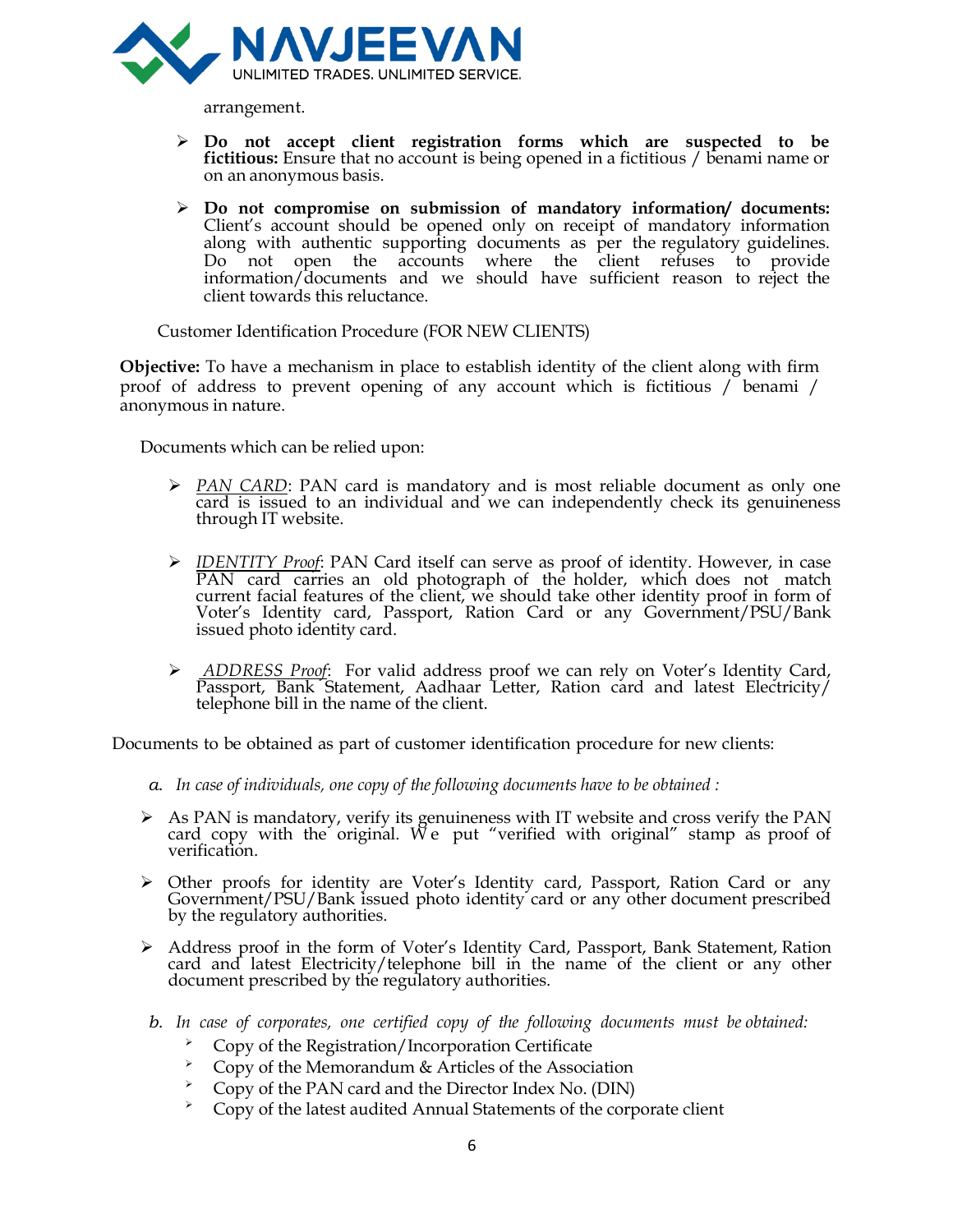arrangement.

- **Do not accept client registration forms which are suspected to be fictitious:** Ensure that no account is being opened in a fictitious / benami name or on an anonymous basis.

- **Do not compromise on submission of mandatory information/ documents:** Client's account should be opened only on receipt of mandatory information along with authentic supporting documents as per the regulatory guidelines. Do not open the accounts where the client refuses to provide information/documents and we should have sufficient reason to reject the client towards this reluctance.

Customer Identification Procedure (FOR NEW CLIENTS)

**Objective:** To have a mechanism in place to establish identity of the client along with firm proof of address to prevent opening of any account which is fictitious / benami / anonymous in nature.

Documents which can be relied upon:

- *PAN CARD*: PAN card is mandatory and is most reliable document as only one card is issued to an individual and we can independently check its genuineness through IT website.

- *IDENTITY Proof*: PAN Card itself can serve as proof of identity. However, in case PAN card carries an old photograph of the holder, which does not match current facial features of the client, we should take other identity proof in form of Voter's Identity card, Passport, Ration Card or any Government/PSU/Bank issued photo identity card.

- *ADDRESS Proof*: For valid address proof we can rely on Voter's Identity Card, Passport, Bank Statement, Aadhaar Letter, Ration card and latest Electricity/ telephone bill in the name of the client.

Documents to be obtained as part of customer identification procedure for new clients:

a. *In case of individuals, one copy of the following documents have to be obtained :*

- As PAN is mandatory, verify its genuineness with IT website and cross verify the PAN card copy with the original. We put "verified with original" stamp as proof of verification.

- Other proofs for identity are Voter's Identity card, Passport, Ration Card or any Government/PSU/Bank issued photo identity card or any other document prescribed by the regulatory authorities.

- Address proof in the form of Voter's Identity Card, Passport, Bank Statement, Ration card and latest Electricity/telephone bill in the name of the client or any other document prescribed by the regulatory authorities.

b. *In case of corporates, one certified copy of the following documents must be obtained:*
   - Copy of the Registration/Incorporation Certificate
   - Copy of the Memorandum & Articles of the Association
   - Copy of the PAN card and the Director Index No. (DIN)
   - Copy of the latest audited Annual Statements of the corporate client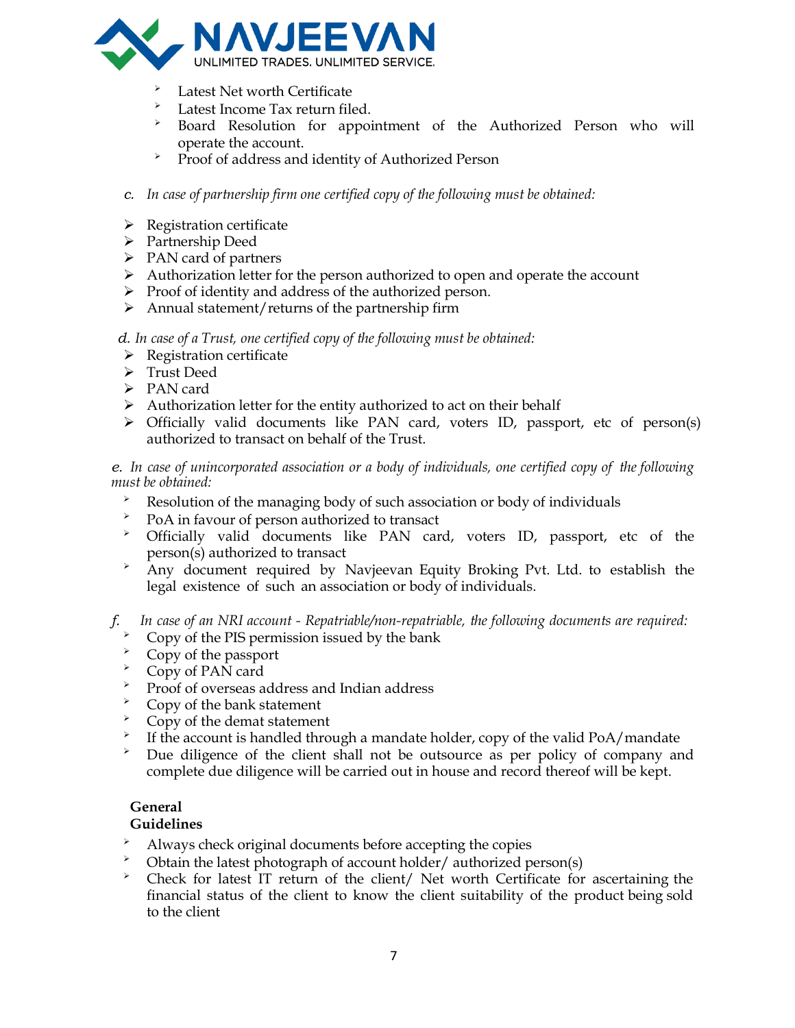- Latest Net worth Certificate
- Latest Income Tax return filed.
- Board Resolution for appointment of the Authorized Person who will operate the account.
- Proof of address and identity of Authorized Person

c. *In case of partnership firm one certified copy of the following must be obtained:*

- Registration certificate
- Partnership Deed
- PAN card of partners
- Authorization letter for the person authorized to open and operate the account
- Proof of identity and address of the authorized person.
- Annual statement/returns of the partnership firm

d. *In case of a Trust, one certified copy of the following must be obtained:*

- Registration certificate
- Trust Deed
- PAN card
- Authorization letter for the entity authorized to act on their behalf
- Officially valid documents like PAN card, voters ID, passport, etc of person(s) authorized to transact on behalf of the Trust.

e. *In case of unincorporated association or a body of individuals, one certified copy of the following must be obtained:*

- Resolution of the managing body of such association or body of individuals
- PoA in favour of person authorized to transact
- Officially valid documents like PAN card, voters ID, passport, etc of the person(s) authorized to transact
- Any document required by Navjeevan Equity Broking Pvt. Ltd. to establish the legal existence of such an association or body of individuals.

f. *In case of an NRI account - Repatriable/non-repatriable, the following documents are required:*

- Copy of the PIS permission issued by the bank
- Copy of the passport
- Copy of PAN card
- Proof of overseas address and Indian address
- Copy of the bank statement
- Copy of the demat statement
- If the account is handled through a mandate holder, copy of the valid PoA/mandate
- Due diligence of the client shall not be outsource as per policy of company and complete due diligence will be carried out in house and record thereof will be kept.

**General Guidelines**

- Always check original documents before accepting the copies
- Obtain the latest photograph of account holder/ authorized person(s)
- Check for latest IT return of the client/ Net worth Certificate for ascertaining the financial status of the client to know the client suitability of the product being sold to the client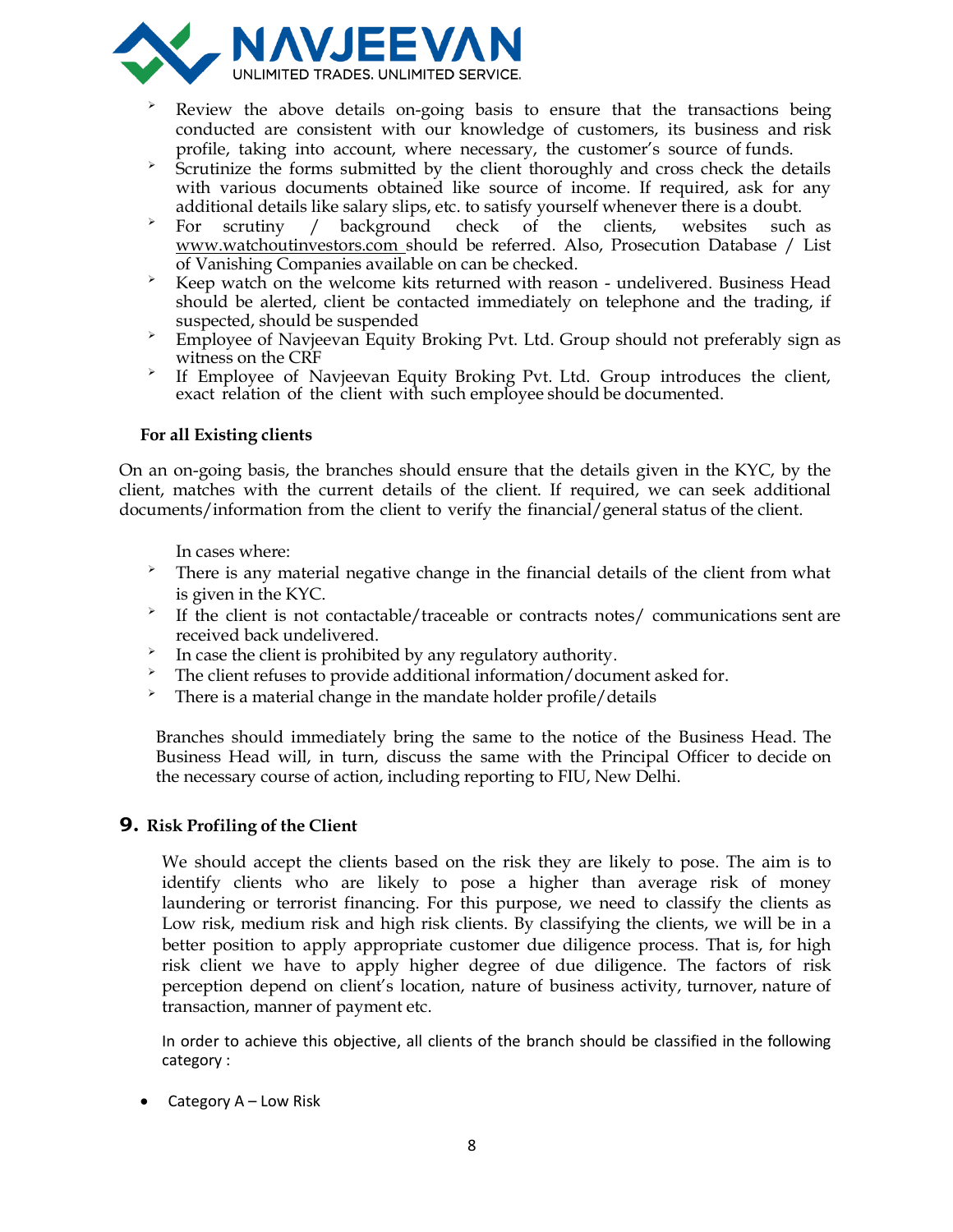- Review the above details on-going basis to ensure that the transactions being conducted are consistent with our knowledge of customers, its business and risk profile, taking into account, where necessary, the customer's source of funds.
- Scrutinize the forms submitted by the client thoroughly and cross check the details with various documents obtained like source of income. If required, ask for any additional details like salary slips, etc. to satisfy yourself whenever there is a doubt.
- For scrutiny / background check of the clients, websites such as www.watchoutinvestors.com should be referred. Also, Prosecution Database / List of Vanishing Companies available on can be checked.
- Keep watch on the welcome kits returned with reason - undelivered. Business Head should be alerted, client be contacted immediately on telephone and the trading, if suspected, should be suspended
- Employee of Navjeevan Equity Broking Pvt. Ltd. Group should not preferably sign as witness on the CRF
- If Employee of Navjeevan Equity Broking Pvt. Ltd. Group introduces the client, exact relation of the client with such employee should be documented.

**For all Existing clients**

On an on-going basis, the branches should ensure that the details given in the KYC, by the client, matches with the current details of the client. If required, we can seek additional documents/information from the client to verify the financial/general status of the client.

In cases where:

- There is any material negative change in the financial details of the client from what is given in the KYC.
- If the client is not contactable/traceable or contracts notes/ communications sent are received back undelivered.
- In case the client is prohibited by any regulatory authority.
- The client refuses to provide additional information/document asked for.
- There is a material change in the mandate holder profile/details

Branches should immediately bring the same to the notice of the Business Head. The Business Head will, in turn, discuss the same with the Principal Officer to decide on the necessary course of action, including reporting to FIU, New Delhi.

## 9. Risk Profiling of the Client

We should accept the clients based on the risk they are likely to pose. The aim is to identify clients who are likely to pose a higher than average risk of money laundering or terrorist financing. For this purpose, we need to classify the clients as Low risk, medium risk and high risk clients. By classifying the clients, we will be in a better position to apply appropriate customer due diligence process. That is, for high risk client we have to apply higher degree of due diligence. The factors of risk perception depend on client's location, nature of business activity, turnover, nature of transaction, manner of payment etc.

In order to achieve this objective, all clients of the branch should be classified in the following category :

- Category A – Low Risk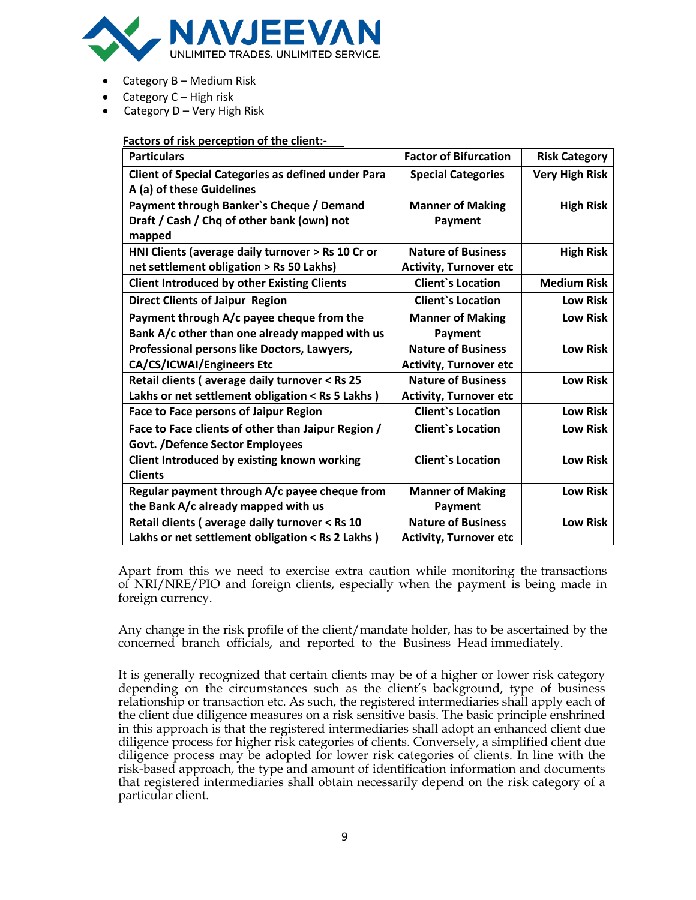- Category B – Medium Risk
- Category C – High risk
- Category D – Very High Risk

**Factors of risk perception of the client:-**

| Particulars | Factor of Bifurcation | Risk Category |
|---|---|---|
| **Client of Special Categories as defined under Para A (a) of these Guidelines** | **Special Categories** | **Very High Risk** |
| **Payment through Banker`s Cheque / Demand Draft / Cash / Chq of other bank (own) not mapped** | **Manner of Making Payment** | **High Risk** |
| **HNI Clients (average daily turnover > Rs 10 Cr or net settlement obligation > Rs 50 Lakhs)** | **Nature of Business Activity, Turnover etc** | **High Risk** |
| **Client Introduced by other Existing Clients** | **Client`s Location** | **Medium Risk** |
| **Direct Clients of Jaipur Region** | **Client`s Location** | **Low Risk** |
| **Payment through A/c payee cheque from the Bank A/c other than one already mapped with us** | **Manner of Making Payment** | **Low Risk** |
| **Professional persons like Doctors, Lawyers, CA/CS/ICWAI/Engineers Etc** | **Nature of Business Activity, Turnover etc** | **Low Risk** |
| **Retail clients ( average daily turnover < Rs 25 Lakhs or net settlement obligation < Rs 5 Lakhs )** | **Nature of Business Activity, Turnover etc** | **Low Risk** |
| **Face to Face persons of Jaipur Region** | **Client`s Location** | **Low Risk** |
| **Face to Face clients of other than Jaipur Region / Govt. /Defence Sector Employees** | **Client`s Location** | **Low Risk** |
| **Client Introduced by existing known working Clients** | **Client`s Location** | **Low Risk** |
| **Regular payment through A/c payee cheque from the Bank A/c already mapped with us** | **Manner of Making Payment** | **Low Risk** |
| **Retail clients ( average daily turnover < Rs 10 Lakhs or net settlement obligation < Rs 2 Lakhs )** | **Nature of Business Activity, Turnover etc** | **Low Risk** |

Apart from this we need to exercise extra caution while monitoring the transactions of NRI/NRE/PIO and foreign clients, especially when the payment is being made in foreign currency.

Any change in the risk profile of the client/mandate holder, has to be ascertained by the concerned branch officials, and reported to the Business Head immediately.

It is generally recognized that certain clients may be of a higher or lower risk category depending on the circumstances such as the client's background, type of business relationship or transaction etc. As such, the registered intermediaries shall apply each of the client due diligence measures on a risk sensitive basis. The basic principle enshrined in this approach is that the registered intermediaries shall adopt an enhanced client due diligence process for higher risk categories of clients. Conversely, a simplified client due diligence process may be adopted for lower risk categories of clients. In line with the risk-based approach, the type and amount of identification information and documents that registered intermediaries shall obtain necessarily depend on the risk category of a particular client.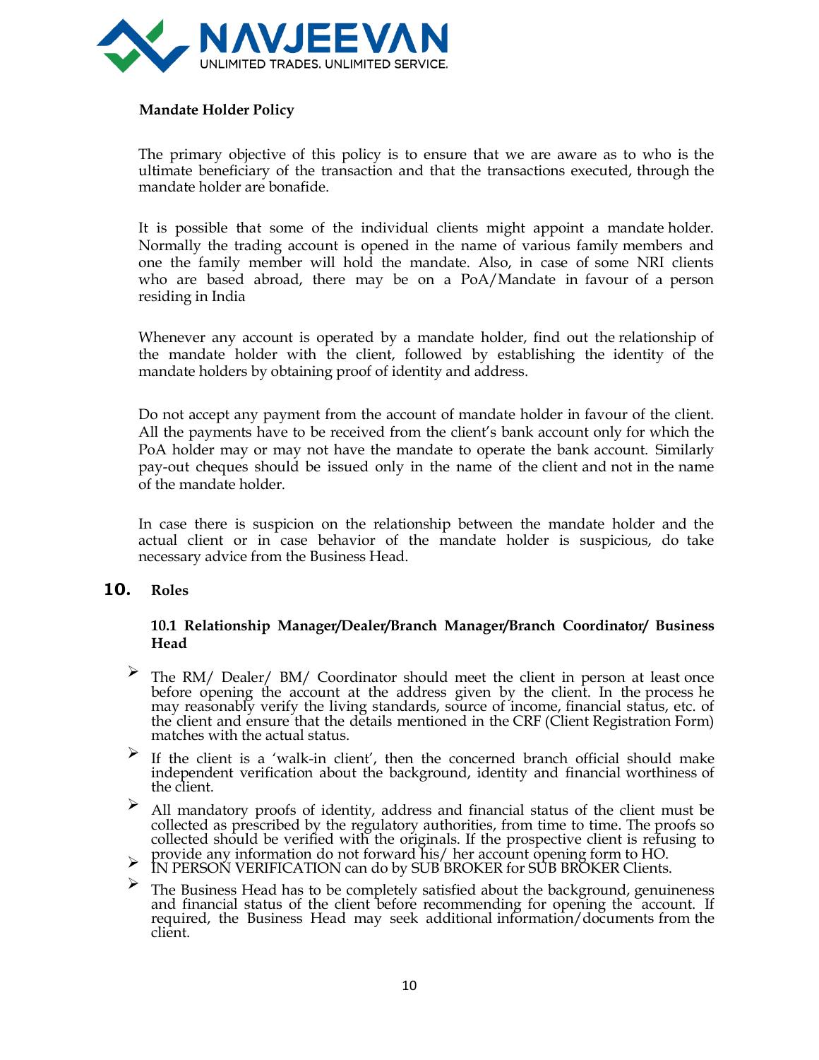**Mandate Holder Policy**

The primary objective of this policy is to ensure that we are aware as to who is the ultimate beneficiary of the transaction and that the transactions executed, through the mandate holder are bonafide.

It is possible that some of the individual clients might appoint a mandate holder. Normally the trading account is opened in the name of various family members and one the family member will hold the mandate. Also, in case of some NRI clients who are based abroad, there may be on a PoA/Mandate in favour of a person residing in India

Whenever any account is operated by a mandate holder, find out the relationship of the mandate holder with the client, followed by establishing the identity of the mandate holders by obtaining proof of identity and address.

Do not accept any payment from the account of mandate holder in favour of the client. All the payments have to be received from the client's bank account only for which the PoA holder may or may not have the mandate to operate the bank account. Similarly pay-out cheques should be issued only in the name of the client and not in the name of the mandate holder.

In case there is suspicion on the relationship between the mandate holder and the actual client or in case behavior of the mandate holder is suspicious, do take necessary advice from the Business Head.

## 10. Roles

### 10.1 Relationship Manager/Dealer/Branch Manager/Branch Coordinator/ Business Head

- The RM/ Dealer/ BM/ Coordinator should meet the client in person at least once before opening the account at the address given by the client. In the process he may reasonably verify the living standards, source of income, financial status, etc. of the client and ensure that the details mentioned in the CRF (Client Registration Form) matches with the actual status.
- If the client is a 'walk-in client', then the concerned branch official should make independent verification about the background, identity and financial worthiness of the client.
- All mandatory proofs of identity, address and financial status of the client must be collected as prescribed by the regulatory authorities, from time to time. The proofs so collected should be verified with the originals. If the prospective client is refusing to provide any information do not forward his/ her account opening form to HO.
- IN PERSON VERIFICATION can do by SUB BROKER for SUB BROKER Clients.
- The Business Head has to be completely satisfied about the background, genuineness and financial status of the client before recommending for opening the account. If required, the Business Head may seek additional information/documents from the client.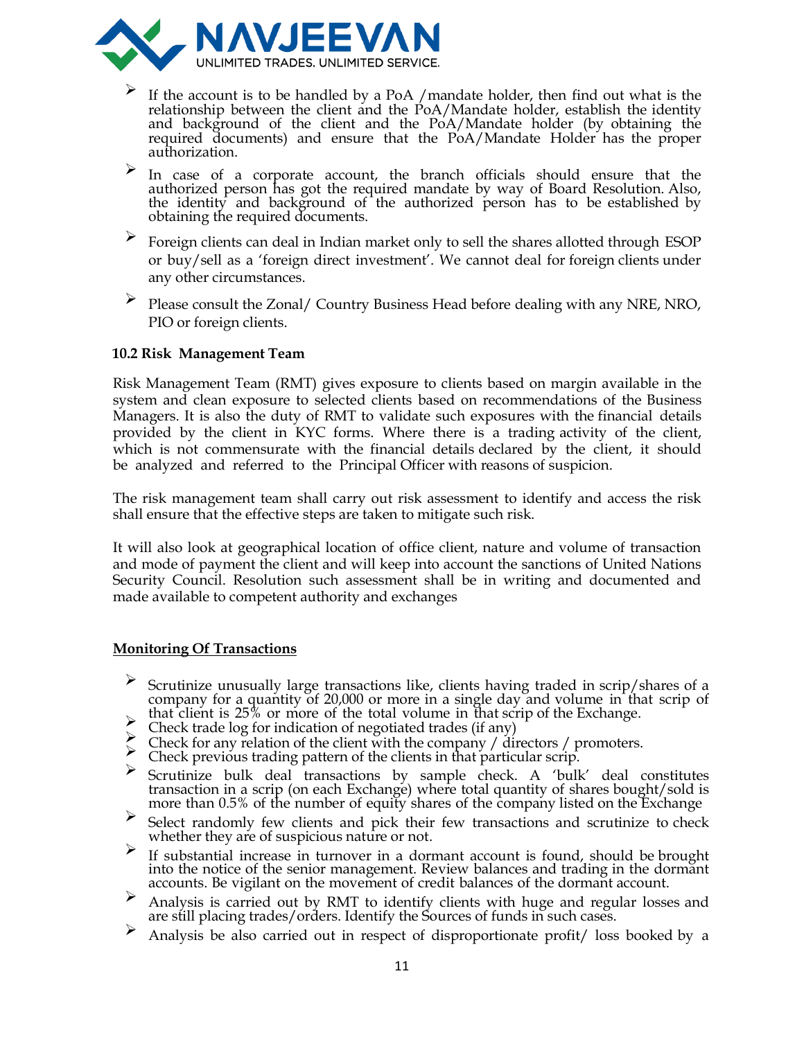- If the account is to be handled by a PoA /mandate holder, then find out what is the relationship between the client and the PoA/Mandate holder, establish the identity and background of the client and the PoA/Mandate holder (by obtaining the required documents) and ensure that the PoA/Mandate Holder has the proper authorization.
- In case of a corporate account, the branch officials should ensure that the authorized person has got the required mandate by way of Board Resolution. Also, the identity and background of the authorized person has to be established by obtaining the required documents.
- Foreign clients can deal in Indian market only to sell the shares allotted through ESOP or buy/sell as a 'foreign direct investment'. We cannot deal for foreign clients under any other circumstances.
- Please consult the Zonal/ Country Business Head before dealing with any NRE, NRO, PIO or foreign clients.

**10.2 Risk Management Team**

Risk Management Team (RMT) gives exposure to clients based on margin available in the system and clean exposure to selected clients based on recommendations of the Business Managers. It is also the duty of RMT to validate such exposures with the financial details provided by the client in KYC forms. Where there is a trading activity of the client, which is not commensurate with the financial details declared by the client, it should be analyzed and referred to the Principal Officer with reasons of suspicion.

The risk management team shall carry out risk assessment to identify and access the risk shall ensure that the effective steps are taken to mitigate such risk.

It will also look at geographical location of office client, nature and volume of transaction and mode of payment the client and will keep into account the sanctions of United Nations Security Council. Resolution such assessment shall be in writing and documented and made available to competent authority and exchanges

**Monitoring Of Transactions**

- Scrutinize unusually large transactions like, clients having traded in scrip/shares of a company for a quantity of 20,000 or more in a single day and volume in that scrip of that client is 25% or more of the total volume in that scrip of the Exchange.
- Check trade log for indication of negotiated trades (if any)
- Check for any relation of the client with the company / directors / promoters.
- Check previous trading pattern of the clients in that particular scrip.
- Scrutinize bulk deal transactions by sample check. A 'bulk' deal constitutes transaction in a scrip (on each Exchange) where total quantity of shares bought/sold is more than 0.5% of the number of equity shares of the company listed on the Exchange
- Select randomly few clients and pick their few transactions and scrutinize to check whether they are of suspicious nature or not.
- If substantial increase in turnover in a dormant account is found, should be brought into the notice of the senior management. Review balances and trading in the dormant accounts. Be vigilant on the movement of credit balances of the dormant account.
- Analysis is carried out by RMT to identify clients with huge and regular losses and are still placing trades/orders. Identify the Sources of funds in such cases.
- Analysis be also carried out in respect of disproportionate profit/ loss booked by a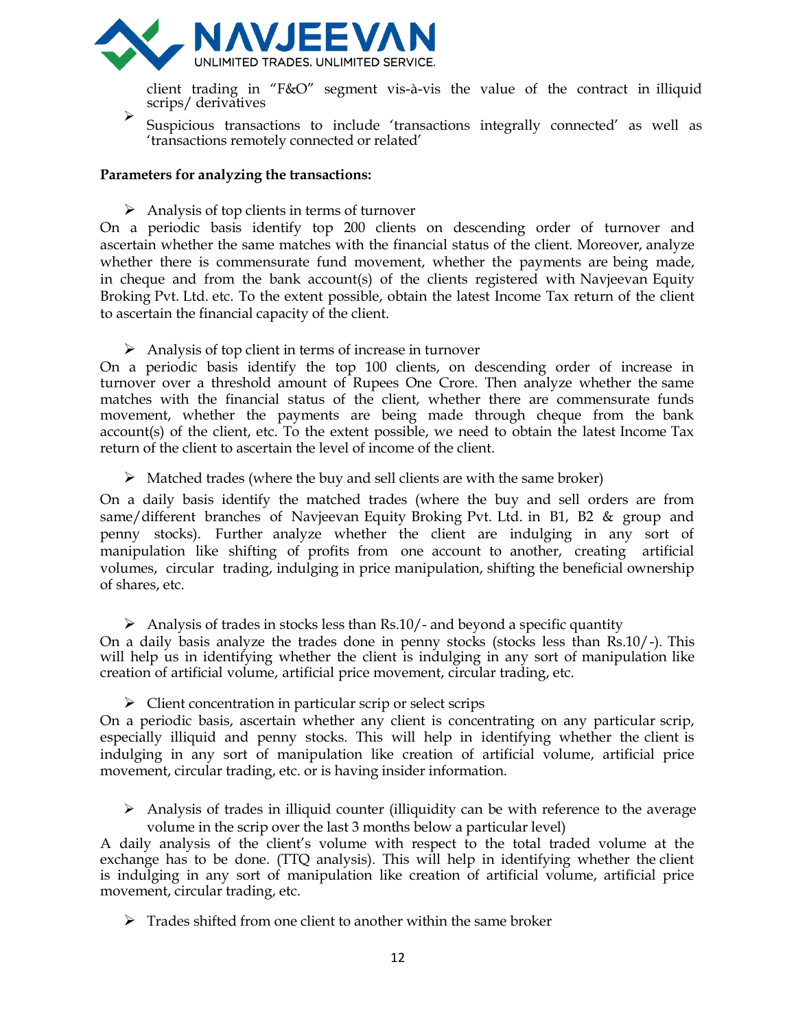client trading in "F&O" segment vis-à-vis the value of the contract in illiquid scrips/ derivatives

- Suspicious transactions to include 'transactions integrally connected' as well as 'transactions remotely connected or related'

**Parameters for analyzing the transactions:**

- Analysis of top clients in terms of turnover

On a periodic basis identify top 200 clients on descending order of turnover and ascertain whether the same matches with the financial status of the client. Moreover, analyze whether there is commensurate fund movement, whether the payments are being made, in cheque and from the bank account(s) of the clients registered with Navjeevan Equity Broking Pvt. Ltd. etc. To the extent possible, obtain the latest Income Tax return of the client to ascertain the financial capacity of the client.

- Analysis of top client in terms of increase in turnover

On a periodic basis identify the top 100 clients, on descending order of increase in turnover over a threshold amount of Rupees One Crore. Then analyze whether the same matches with the financial status of the client, whether there are commensurate funds movement, whether the payments are being made through cheque from the bank account(s) of the client, etc. To the extent possible, we need to obtain the latest Income Tax return of the client to ascertain the level of income of the client.

- Matched trades (where the buy and sell clients are with the same broker)

On a daily basis identify the matched trades (where the buy and sell orders are from same/different branches of Navjeevan Equity Broking Pvt. Ltd. in B1, B2 & group and penny stocks). Further analyze whether the client are indulging in any sort of manipulation like shifting of profits from one account to another, creating artificial volumes, circular trading, indulging in price manipulation, shifting the beneficial ownership of shares, etc.

- Analysis of trades in stocks less than Rs.10/- and beyond a specific quantity

On a daily basis analyze the trades done in penny stocks (stocks less than Rs.10/-). This will help us in identifying whether the client is indulging in any sort of manipulation like creation of artificial volume, artificial price movement, circular trading, etc.

- Client concentration in particular scrip or select scrips

On a periodic basis, ascertain whether any client is concentrating on any particular scrip, especially illiquid and penny stocks. This will help in identifying whether the client is indulging in any sort of manipulation like creation of artificial volume, artificial price movement, circular trading, etc. or is having insider information.

- Analysis of trades in illiquid counter (illiquidity can be with reference to the average volume in the scrip over the last 3 months below a particular level)

A daily analysis of the client's volume with respect to the total traded volume at the exchange has to be done. (TTQ analysis). This will help in identifying whether the client is indulging in any sort of manipulation like creation of artificial volume, artificial price movement, circular trading, etc.

- Trades shifted from one client to another within the same broker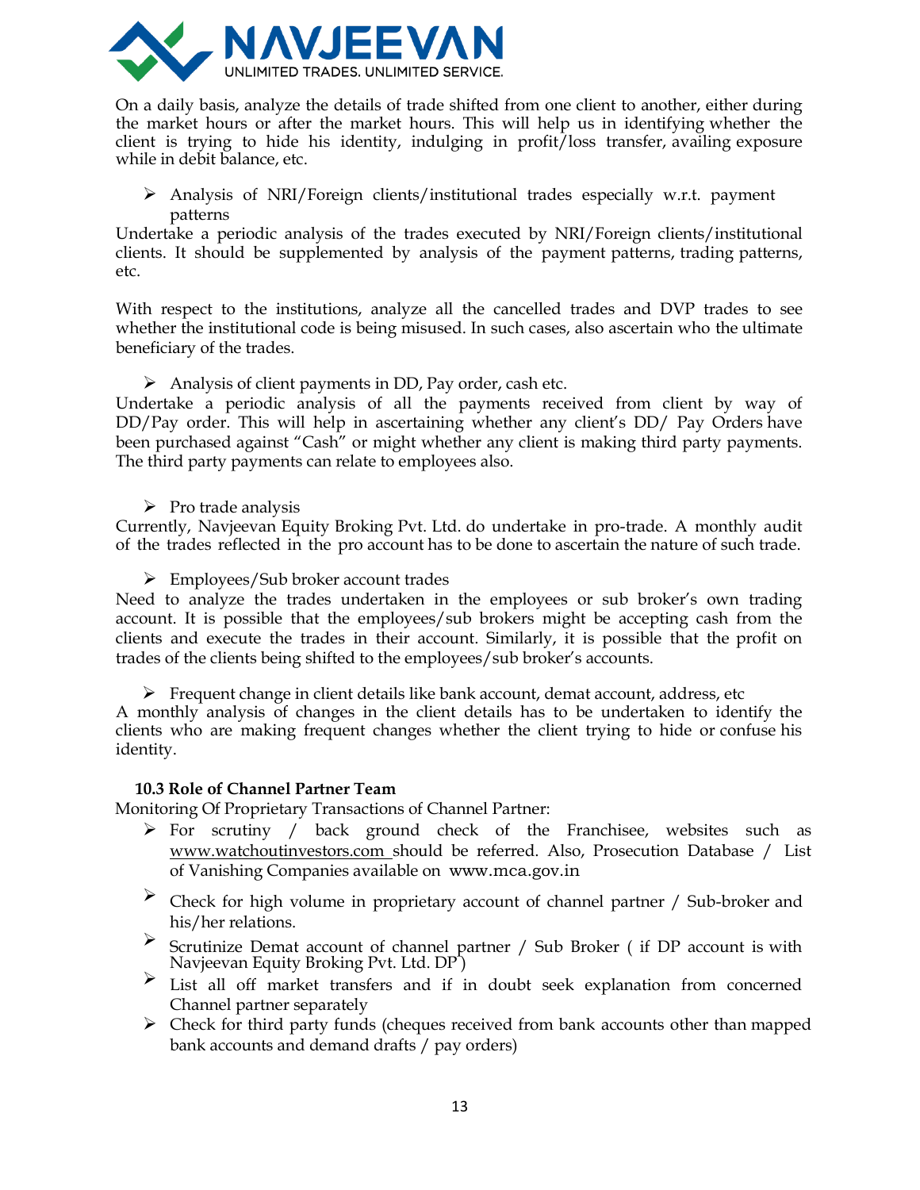On a daily basis, analyze the details of trade shifted from one client to another, either during the market hours or after the market hours. This will help us in identifying whether the client is trying to hide his identity, indulging in profit/loss transfer, availing exposure while in debit balance, etc.

- Analysis of NRI/Foreign clients/institutional trades especially w.r.t. payment patterns

Undertake a periodic analysis of the trades executed by NRI/Foreign clients/institutional clients. It should be supplemented by analysis of the payment patterns, trading patterns, etc.

With respect to the institutions, analyze all the cancelled trades and DVP trades to see whether the institutional code is being misused. In such cases, also ascertain who the ultimate beneficiary of the trades.

- Analysis of client payments in DD, Pay order, cash etc.

Undertake a periodic analysis of all the payments received from client by way of DD/Pay order. This will help in ascertaining whether any client's DD/ Pay Orders have been purchased against "Cash" or might whether any client is making third party payments. The third party payments can relate to employees also.

- Pro trade analysis

Currently, Navjeevan Equity Broking Pvt. Ltd. do undertake in pro-trade. A monthly audit of the trades reflected in the pro account has to be done to ascertain the nature of such trade.

- Employees/Sub broker account trades

Need to analyze the trades undertaken in the employees or sub broker's own trading account. It is possible that the employees/sub brokers might be accepting cash from the clients and execute the trades in their account. Similarly, it is possible that the profit on trades of the clients being shifted to the employees/sub broker's accounts.

- Frequent change in client details like bank account, demat account, address, etc

A monthly analysis of changes in the client details has to be undertaken to identify the clients who are making frequent changes whether the client trying to hide or confuse his identity.

### 10.3 Role of Channel Partner Team

Monitoring Of Proprietary Transactions of Channel Partner:

- For scrutiny / back ground check of the Franchisee, websites such as www.watchoutinvestors.com should be referred. Also, Prosecution Database / List of Vanishing Companies available on www.mca.gov.in
- Check for high volume in proprietary account of channel partner / Sub-broker and his/her relations.
- Scrutinize Demat account of channel partner / Sub Broker ( if DP account is with Navjeevan Equity Broking Pvt. Ltd. DP )
- List all off market transfers and if in doubt seek explanation from concerned Channel partner separately
- Check for third party funds (cheques received from bank accounts other than mapped bank accounts and demand drafts / pay orders)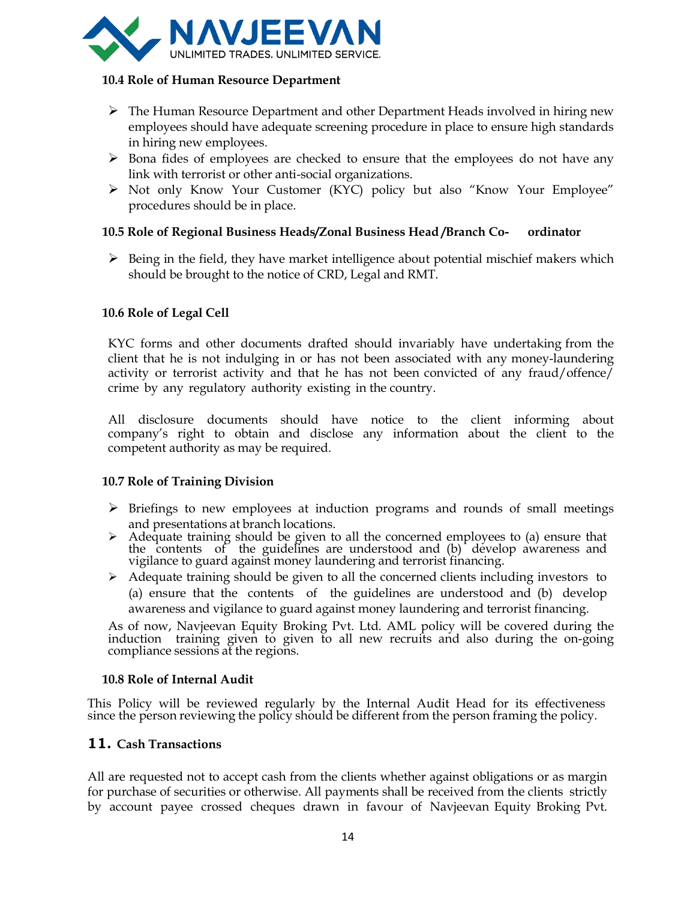### 10.4 Role of Human Resource Department

- The Human Resource Department and other Department Heads involved in hiring new employees should have adequate screening procedure in place to ensure high standards in hiring new employees.
- Bona fides of employees are checked to ensure that the employees do not have any link with terrorist or other anti-social organizations.
- Not only Know Your Customer (KYC) policy but also "Know Your Employee" procedures should be in place.

### 10.5 Role of Regional Business Heads/Zonal Business Head /Branch Co-ordinator

- Being in the field, they have market intelligence about potential mischief makers which should be brought to the notice of CRD, Legal and RMT.

### 10.6 Role of Legal Cell

KYC forms and other documents drafted should invariably have undertaking from the client that he is not indulging in or has not been associated with any money-laundering activity or terrorist activity and that he has not been convicted of any fraud/offence/ crime by any regulatory authority existing in the country.

All disclosure documents should have notice to the client informing about company's right to obtain and disclose any information about the client to the competent authority as may be required.

### 10.7 Role of Training Division

- Briefings to new employees at induction programs and rounds of small meetings and presentations at branch locations.
- Adequate training should be given to all the concerned employees to (a) ensure that the contents of the guidelines are understood and (b) develop awareness and vigilance to guard against money laundering and terrorist financing.
- Adequate training should be given to all the concerned clients including investors to (a) ensure that the contents of the guidelines are understood and (b) develop awareness and vigilance to guard against money laundering and terrorist financing.

As of now, Navjeevan Equity Broking Pvt. Ltd. AML policy will be covered during the induction training given to given to all new recruits and also during the on-going compliance sessions at the regions.

### 10.8 Role of Internal Audit

This Policy will be reviewed regularly by the Internal Audit Head for its effectiveness since the person reviewing the policy should be different from the person framing the policy.

## 11. Cash Transactions

All are requested not to accept cash from the clients whether against obligations or as margin for purchase of securities or otherwise. All payments shall be received from the clients strictly by account payee crossed cheques drawn in favour of Navjeevan Equity Broking Pvt.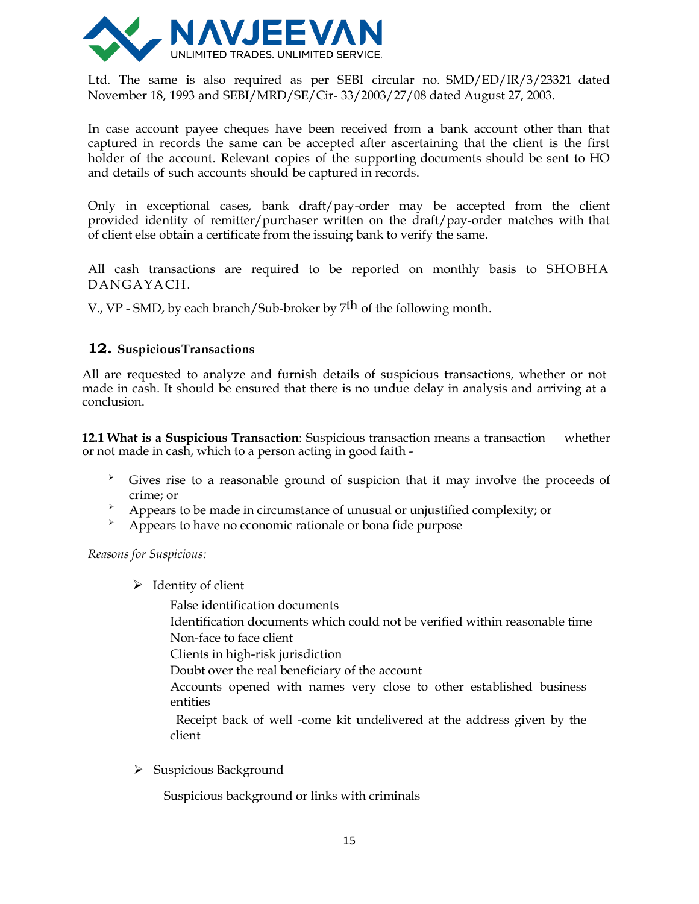Ltd. The same is also required as per SEBI circular no. SMD/ED/IR/3/23321 dated November 18, 1993 and SEBI/MRD/SE/Cir- 33/2003/27/08 dated August 27, 2003.

In case account payee cheques have been received from a bank account other than that captured in records the same can be accepted after ascertaining that the client is the first holder of the account. Relevant copies of the supporting documents should be sent to HO and details of such accounts should be captured in records.

Only in exceptional cases, bank draft/pay-order may be accepted from the client provided identity of remitter/purchaser written on the draft/pay-order matches with that of client else obtain a certificate from the issuing bank to verify the same.

All cash transactions are required to be reported on monthly basis to SHOBHA DANGAYACH.

V., VP - SMD, by each branch/Sub-broker by 7th of the following month.

## 12. Suspicious Transactions

All are requested to analyze and furnish details of suspicious transactions, whether or not made in cash. It should be ensured that there is no undue delay in analysis and arriving at a conclusion.

**12.1 What is a Suspicious Transaction**: Suspicious transaction means a transaction whether or not made in cash, which to a person acting in good faith -

- Gives rise to a reasonable ground of suspicion that it may involve the proceeds of crime; or
- Appears to be made in circumstance of unusual or unjustified complexity; or
- Appears to have no economic rationale or bona fide purpose

*Reasons for Suspicious:*

- Identity of client

  False identification documents
  Identification documents which could not be verified within reasonable time
  Non-face to face client
  Clients in high-risk jurisdiction
  Doubt over the real beneficiary of the account
  Accounts opened with names very close to other established business entities
  Receipt back of well -come kit undelivered at the address given by the client

- Suspicious Background

  Suspicious background or links with criminals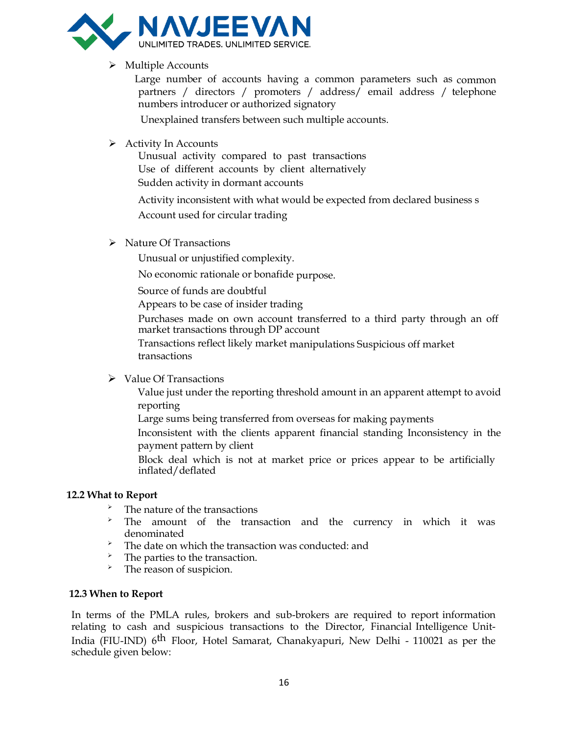- Multiple Accounts

  Large number of accounts having a common parameters such as common partners / directors / promoters / address/ email address / telephone numbers introducer or authorized signatory

  Unexplained transfers between such multiple accounts.

- Activity In Accounts

  Unusual activity compared to past transactions

  Use of different accounts by client alternatively

  Sudden activity in dormant accounts

  Activity inconsistent with what would be expected from declared business s

  Account used for circular trading

- Nature Of Transactions

  Unusual or unjustified complexity.

  No economic rationale or bonafide purpose.

  Source of funds are doubtful

  Appears to be case of insider trading

  Purchases made on own account transferred to a third party through an off market transactions through DP account

  Transactions reflect likely market manipulations Suspicious off market transactions

- Value Of Transactions

  Value just under the reporting threshold amount in an apparent attempt to avoid reporting

  Large sums being transferred from overseas for making payments

  Inconsistent with the clients apparent financial standing Inconsistency in the payment pattern by client

  Block deal which is not at market price or prices appear to be artificially inflated/deflated

**12.2 What to Report**

- The nature of the transactions
- The amount of the transaction and the currency in which it was denominated
- The date on which the transaction was conducted: and
- The parties to the transaction.
- The reason of suspicion.

**12.3 When to Report**

In terms of the PMLA rules, brokers and sub-brokers are required to report information relating to cash and suspicious transactions to the Director, Financial Intelligence Unit-India (FIU-IND) 6th Floor, Hotel Samarat, Chanakyapuri, New Delhi - 110021 as per the schedule given below: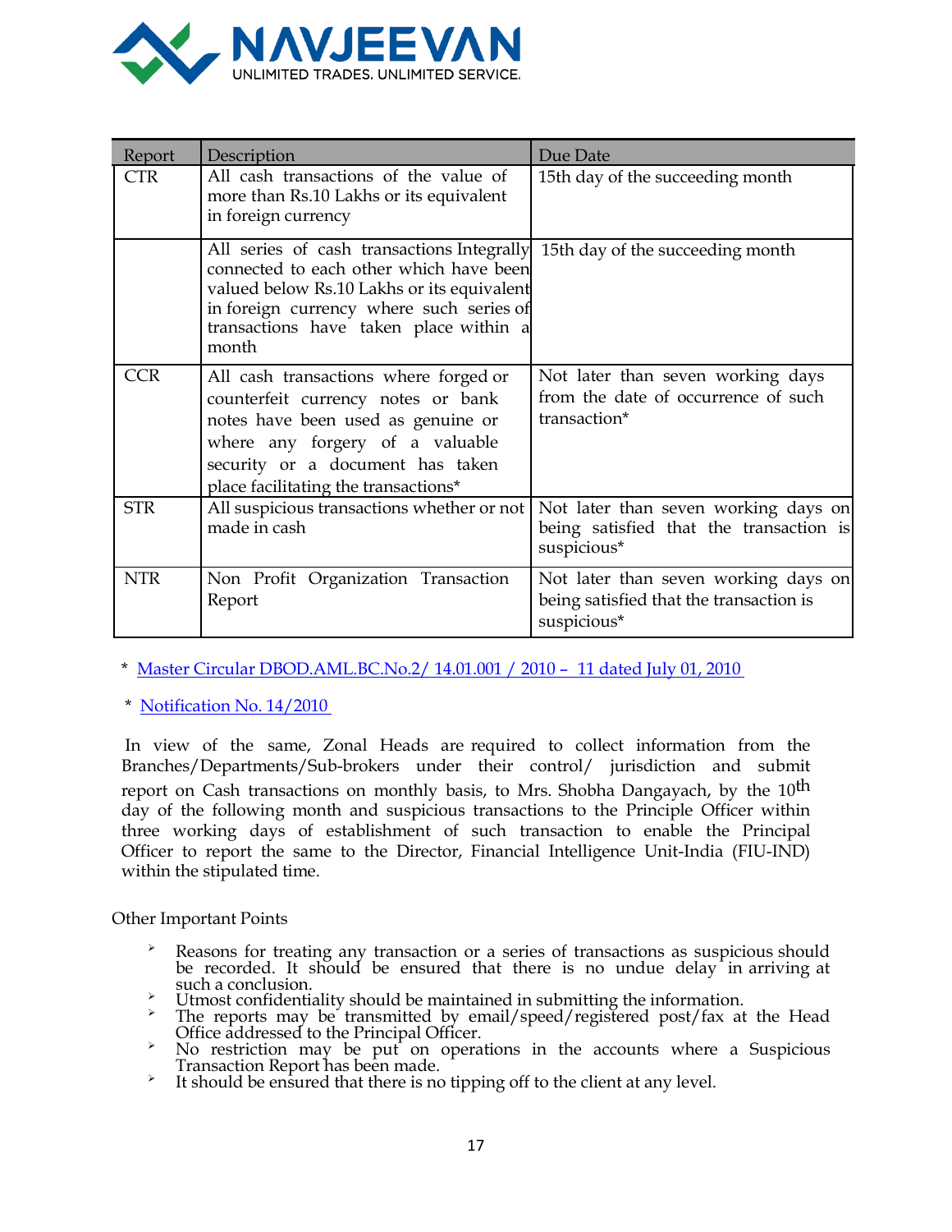| Report | Description | Due Date |
|---|---|---|
| CTR | All cash transactions of the value of more than Rs.10 Lakhs or its equivalent in foreign currency | 15th day of the succeeding month |
| | All series of cash transactions Integrally connected to each other which have been valued below Rs.10 Lakhs or its equivalent in foreign currency where such series of transactions have taken place within a month | 15th day of the succeeding month |
| CCR | All cash transactions where forged or counterfeit currency notes or bank notes have been used as genuine or where any forgery of a valuable security or a document has taken place facilitating the transactions* | Not later than seven working days from the date of occurrence of such transaction* |
| STR | All suspicious transactions whether or not made in cash | Not later than seven working days on being satisfied that the transaction is suspicious* |
| NTR | Non Profit Organization Transaction Report | Not later than seven working days on being satisfied that the transaction is suspicious* |

\* Master Circular DBOD.AML.BC.No.2/ 14.01.001 / 2010 – 11 dated July 01, 2010

\* Notification No. 14/2010

In view of the same, Zonal Heads are required to collect information from the Branches/Departments/Sub-brokers under their control/ jurisdiction and submit report on Cash transactions on monthly basis, to Mrs. Shobha Dangayach, by the 10th day of the following month and suspicious transactions to the Principle Officer within three working days of establishment of such transaction to enable the Principal Officer to report the same to the Director, Financial Intelligence Unit-India (FIU-IND) within the stipulated time.

Other Important Points

- Reasons for treating any transaction or a series of transactions as suspicious should be recorded. It should be ensured that there is no undue delay in arriving at such a conclusion.
- Utmost confidentiality should be maintained in submitting the information.
- The reports may be transmitted by email/speed/registered post/fax at the Head Office addressed to the Principal Officer.
- No restriction may be put on operations in the accounts where a Suspicious Transaction Report has been made.
- It should be ensured that there is no tipping off to the client at any level.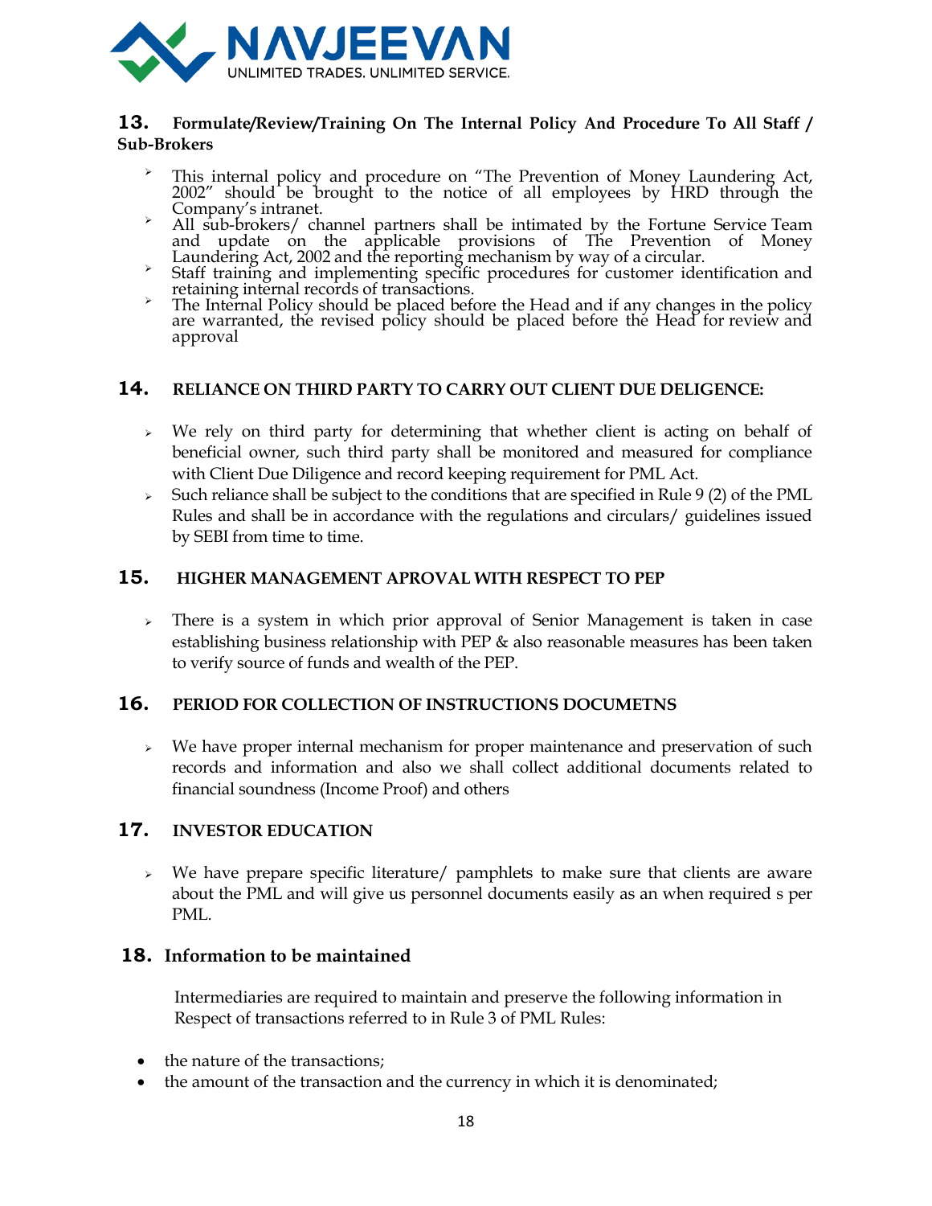## 13. Formulate/Review/Training On The Internal Policy And Procedure To All Staff / Sub-Brokers

- This internal policy and procedure on "The Prevention of Money Laundering Act, 2002" should be brought to the notice of all employees by HRD through the Company's intranet.
- All sub-brokers/ channel partners shall be intimated by the Fortune Service Team and update on the applicable provisions of The Prevention of Money Laundering Act, 2002 and the reporting mechanism by way of a circular.
- Staff training and implementing specific procedures for customer identification and retaining internal records of transactions.
- The Internal Policy should be placed before the Head and if any changes in the policy are warranted, the revised policy should be placed before the Head for review and approval

## 14. RELIANCE ON THIRD PARTY TO CARRY OUT CLIENT DUE DELIGENCE:

- We rely on third party for determining that whether client is acting on behalf of beneficial owner, such third party shall be monitored and measured for compliance with Client Due Diligence and record keeping requirement for PML Act.
- Such reliance shall be subject to the conditions that are specified in Rule 9 (2) of the PML Rules and shall be in accordance with the regulations and circulars/ guidelines issued by SEBI from time to time.

## 15. HIGHER MANAGEMENT APROVAL WITH RESPECT TO PEP

- There is a system in which prior approval of Senior Management is taken in case establishing business relationship with PEP & also reasonable measures has been taken to verify source of funds and wealth of the PEP.

## 16. PERIOD FOR COLLECTION OF INSTRUCTIONS DOCUMETNS

- We have proper internal mechanism for proper maintenance and preservation of such records and information and also we shall collect additional documents related to financial soundness (Income Proof) and others

## 17. INVESTOR EDUCATION

- We have prepare specific literature/ pamphlets to make sure that clients are aware about the PML and will give us personnel documents easily as an when required s per PML.

## 18. Information to be maintained

Intermediaries are required to maintain and preserve the following information in Respect of transactions referred to in Rule 3 of PML Rules:

- the nature of the transactions;
- the amount of the transaction and the currency in which it is denominated;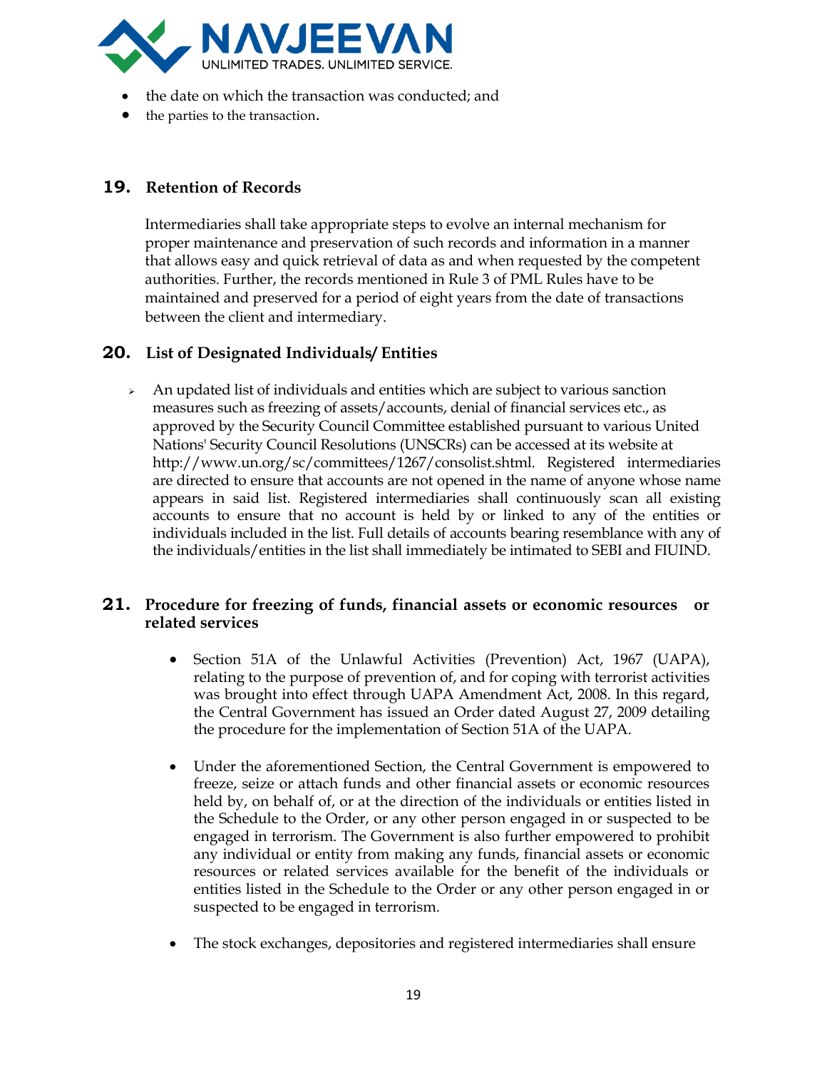- the date on which the transaction was conducted; and
- the parties to the transaction.

## 19. Retention of Records

Intermediaries shall take appropriate steps to evolve an internal mechanism for proper maintenance and preservation of such records and information in a manner that allows easy and quick retrieval of data as and when requested by the competent authorities. Further, the records mentioned in Rule 3 of PML Rules have to be maintained and preserved for a period of eight years from the date of transactions between the client and intermediary.

## 20. List of Designated Individuals/ Entities

- An updated list of individuals and entities which are subject to various sanction measures such as freezing of assets/accounts, denial of financial services etc., as approved by the Security Council Committee established pursuant to various United Nations' Security Council Resolutions (UNSCRs) can be accessed at its website at http://www.un.org/sc/committees/1267/consolist.shtml. Registered intermediaries are directed to ensure that accounts are not opened in the name of anyone whose name appears in said list. Registered intermediaries shall continuously scan all existing accounts to ensure that no account is held by or linked to any of the entities or individuals included in the list. Full details of accounts bearing resemblance with any of the individuals/entities in the list shall immediately be intimated to SEBI and FIUIND.

## 21. Procedure for freezing of funds, financial assets or economic resources or related services

- Section 51A of the Unlawful Activities (Prevention) Act, 1967 (UAPA), relating to the purpose of prevention of, and for coping with terrorist activities was brought into effect through UAPA Amendment Act, 2008. In this regard, the Central Government has issued an Order dated August 27, 2009 detailing the procedure for the implementation of Section 51A of the UAPA.

- Under the aforementioned Section, the Central Government is empowered to freeze, seize or attach funds and other financial assets or economic resources held by, on behalf of, or at the direction of the individuals or entities listed in the Schedule to the Order, or any other person engaged in or suspected to be engaged in terrorism. The Government is also further empowered to prohibit any individual or entity from making any funds, financial assets or economic resources or related services available for the benefit of the individuals or entities listed in the Schedule to the Order or any other person engaged in or suspected to be engaged in terrorism.

- The stock exchanges, depositories and registered intermediaries shall ensure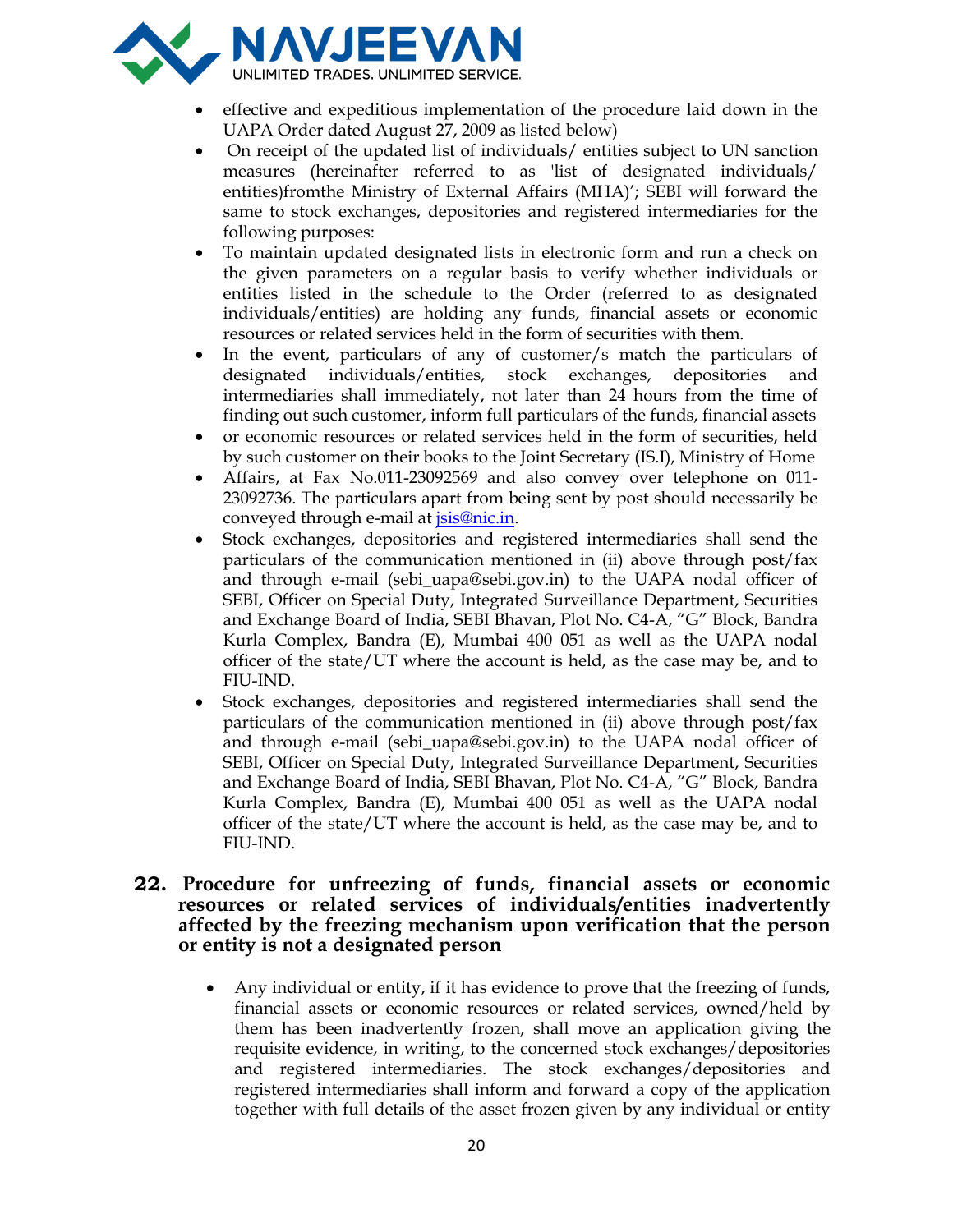- effective and expeditious implementation of the procedure laid down in the UAPA Order dated August 27, 2009 as listed below)
- On receipt of the updated list of individuals/ entities subject to UN sanction measures (hereinafter referred to as 'list of designated individuals/ entities)fromthe Ministry of External Affairs (MHA)'; SEBI will forward the same to stock exchanges, depositories and registered intermediaries for the following purposes:
- To maintain updated designated lists in electronic form and run a check on the given parameters on a regular basis to verify whether individuals or entities listed in the schedule to the Order (referred to as designated individuals/entities) are holding any funds, financial assets or economic resources or related services held in the form of securities with them.
- In the event, particulars of any of customer/s match the particulars of designated individuals/entities, stock exchanges, depositories and intermediaries shall immediately, not later than 24 hours from the time of finding out such customer, inform full particulars of the funds, financial assets
- or economic resources or related services held in the form of securities, held by such customer on their books to the Joint Secretary (IS.I), Ministry of Home
- Affairs, at Fax No.011-23092569 and also convey over telephone on 011-23092736. The particulars apart from being sent by post should necessarily be conveyed through e-mail at jsis@nic.in.
- Stock exchanges, depositories and registered intermediaries shall send the particulars of the communication mentioned in (ii) above through post/fax and through e-mail (sebi_uapa@sebi.gov.in) to the UAPA nodal officer of SEBI, Officer on Special Duty, Integrated Surveillance Department, Securities and Exchange Board of India, SEBI Bhavan, Plot No. C4-A, "G" Block, Bandra Kurla Complex, Bandra (E), Mumbai 400 051 as well as the UAPA nodal officer of the state/UT where the account is held, as the case may be, and to FIU-IND.
- Stock exchanges, depositories and registered intermediaries shall send the particulars of the communication mentioned in (ii) above through post/fax and through e-mail (sebi_uapa@sebi.gov.in) to the UAPA nodal officer of SEBI, Officer on Special Duty, Integrated Surveillance Department, Securities and Exchange Board of India, SEBI Bhavan, Plot No. C4-A, "G" Block, Bandra Kurla Complex, Bandra (E), Mumbai 400 051 as well as the UAPA nodal officer of the state/UT where the account is held, as the case may be, and to FIU-IND.

## 22. Procedure for unfreezing of funds, financial assets or economic resources or related services of individuals/entities inadvertently affected by the freezing mechanism upon verification that the person or entity is not a designated person

- Any individual or entity, if it has evidence to prove that the freezing of funds, financial assets or economic resources or related services, owned/held by them has been inadvertently frozen, shall move an application giving the requisite evidence, in writing, to the concerned stock exchanges/depositories and registered intermediaries. The stock exchanges/depositories and registered intermediaries shall inform and forward a copy of the application together with full details of the asset frozen given by any individual or entity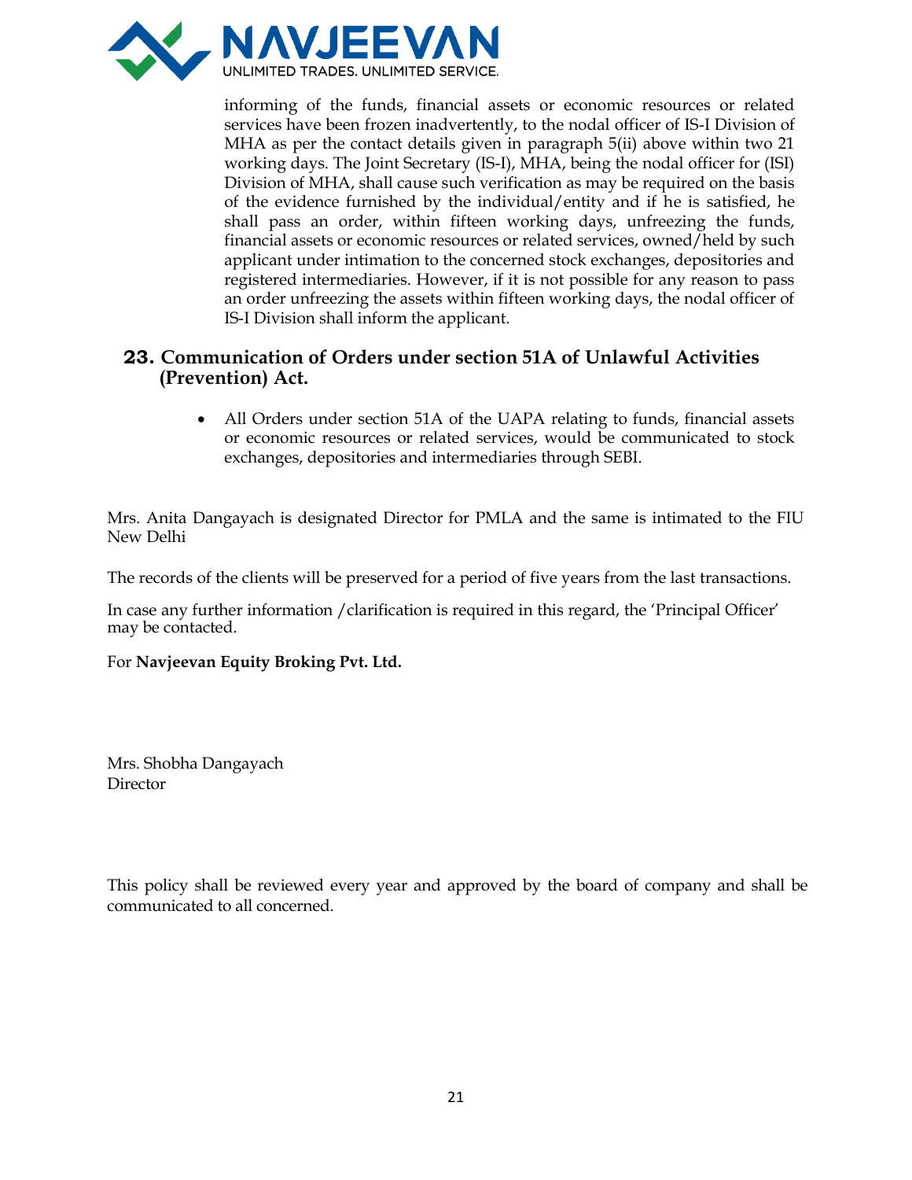informing of the funds, financial assets or economic resources or related services have been frozen inadvertently, to the nodal officer of IS-I Division of MHA as per the contact details given in paragraph 5(ii) above within two 21 working days. The Joint Secretary (IS-I), MHA, being the nodal officer for (ISI) Division of MHA, shall cause such verification as may be required on the basis of the evidence furnished by the individual/entity and if he is satisfied, he shall pass an order, within fifteen working days, unfreezing the funds, financial assets or economic resources or related services, owned/held by such applicant under intimation to the concerned stock exchanges, depositories and registered intermediaries. However, if it is not possible for any reason to pass an order unfreezing the assets within fifteen working days, the nodal officer of IS-I Division shall inform the applicant.

## 23. Communication of Orders under section 51A of Unlawful Activities (Prevention) Act.

- All Orders under section 51A of the UAPA relating to funds, financial assets or economic resources or related services, would be communicated to stock exchanges, depositories and intermediaries through SEBI.

Mrs. Anita Dangayach is designated Director for PMLA and the same is intimated to the FIU New Delhi

The records of the clients will be preserved for a period of five years from the last transactions.

In case any further information /clarification is required in this regard, the 'Principal Officer' may be contacted.

For **Navjeevan Equity Broking Pvt. Ltd.**

Mrs. Shobha Dangayach
Director

This policy shall be reviewed every year and approved by the board of company and shall be communicated to all concerned.